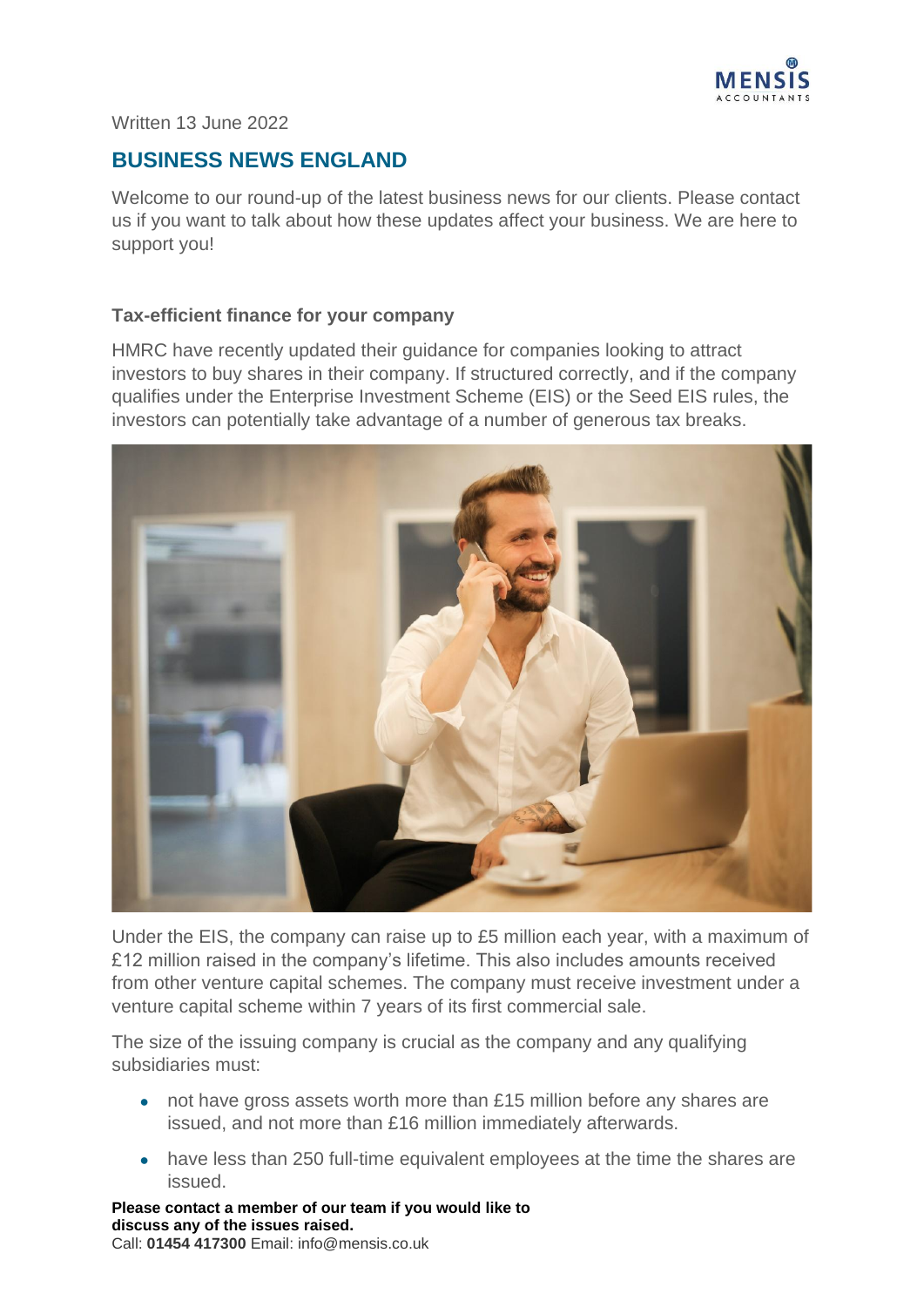Written 13 June 2022

## BUSINESS NEWS ENGLAND

Welcome to our round-up of the latest business news for our clients. Please contact us if you want to talk about how these updates affect your business. We are here to support you!

### Tax-efficient finance for your company

HMRC have recently updated their guidance for companies looking to attract investors to buy shares in their company. If structured correctly, and if the company qualifies under the Enterprise Investment Scheme (EIS) or the Seed EIS rules, the investors can potentially take advantage of a number of generous tax breaks.

Under the EIS, the company can raise up to £5 million each year, with a maximum of £12 million raised in the company's lifetime. This also includes amounts received from other venture capital schemes. The company must receive investment under a venture capital scheme within 7 years of its first commercial sale.

The size of the issuing company is crucial as the company and any qualifying subsidiaries must:

- not have gross assets worth more than £15 million before any shares are issued, and not more than £16 million immediately afterwards.
- have less than 250 full-time equivalent employees at the time the shares are issued.

**Please contact a member of our team if you would like to discuss any of the issues raised.**
Call: **01454 417300** Email: info@mensis.co.uk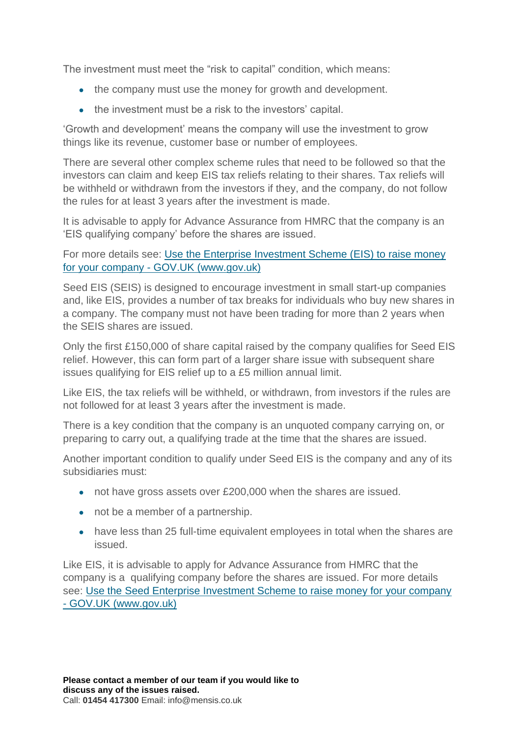The investment must meet the "risk to capital" condition, which means:

- the company must use the money for growth and development.
- the investment must be a risk to the investors' capital.

'Growth and development' means the company will use the investment to grow things like its revenue, customer base or number of employees.

There are several other complex scheme rules that need to be followed so that the investors can claim and keep EIS tax reliefs relating to their shares. Tax reliefs will be withheld or withdrawn from the investors if they, and the company, do not follow the rules for at least 3 years after the investment is made.

It is advisable to apply for Advance Assurance from HMRC that the company is an 'EIS qualifying company' before the shares are issued.

For more details see: [Use the Enterprise Investment Scheme (EIS) to raise money for your company - GOV.UK (www.gov.uk)]

Seed EIS (SEIS) is designed to encourage investment in small start-up companies and, like EIS, provides a number of tax breaks for individuals who buy new shares in a company. The company must not have been trading for more than 2 years when the SEIS shares are issued.

Only the first £150,000 of share capital raised by the company qualifies for Seed EIS relief. However, this can form part of a larger share issue with subsequent share issues qualifying for EIS relief up to a £5 million annual limit.

Like EIS, the tax reliefs will be withheld, or withdrawn, from investors if the rules are not followed for at least 3 years after the investment is made.

There is a key condition that the company is an unquoted company carrying on, or preparing to carry out, a qualifying trade at the time that the shares are issued.

Another important condition to qualify under Seed EIS is the company and any of its subsidiaries must:

- not have gross assets over £200,000 when the shares are issued.
- not be a member of a partnership.
- have less than 25 full-time equivalent employees in total when the shares are issued.

Like EIS, it is advisable to apply for Advance Assurance from HMRC that the company is a qualifying company before the shares are issued. For more details see: [Use the Seed Enterprise Investment Scheme to raise money for your company - GOV.UK (www.gov.uk)]

**Please contact a member of our team if you would like to discuss any of the issues raised.**
Call: **01454 417300** Email: info@mensis.co.uk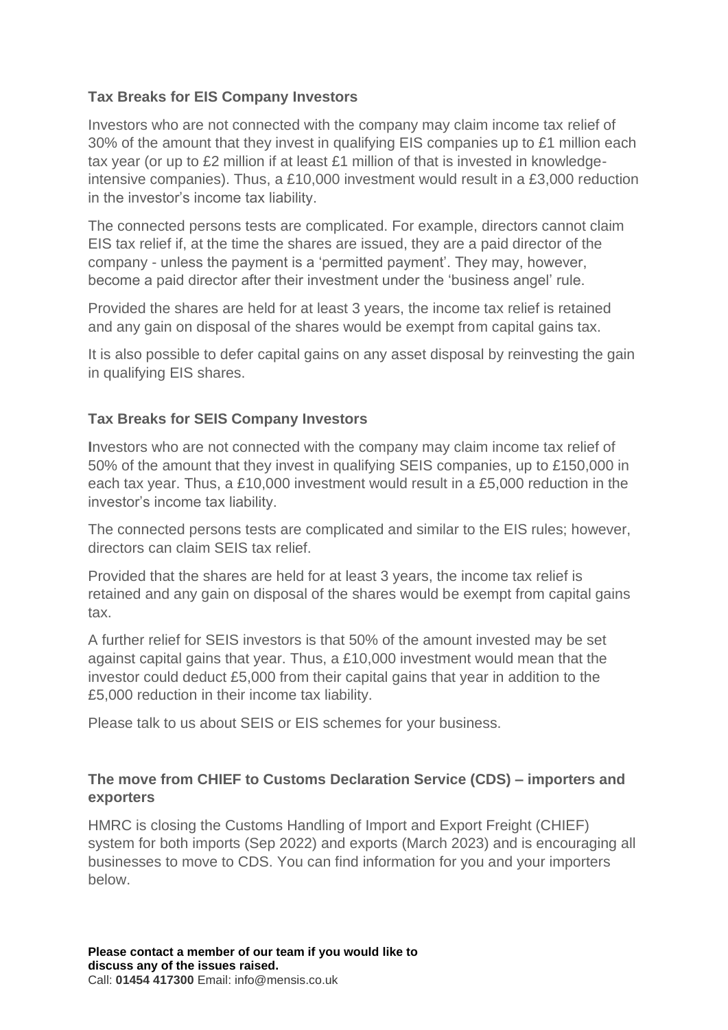### Tax Breaks for EIS Company Investors

Investors who are not connected with the company may claim income tax relief of 30% of the amount that they invest in qualifying EIS companies up to £1 million each tax year (or up to £2 million if at least £1 million of that is invested in knowledge-intensive companies). Thus, a £10,000 investment would result in a £3,000 reduction in the investor's income tax liability.

The connected persons tests are complicated. For example, directors cannot claim EIS tax relief if, at the time the shares are issued, they are a paid director of the company - unless the payment is a 'permitted payment'. They may, however, become a paid director after their investment under the 'business angel' rule.

Provided the shares are held for at least 3 years, the income tax relief is retained and any gain on disposal of the shares would be exempt from capital gains tax.

It is also possible to defer capital gains on any asset disposal by reinvesting the gain in qualifying EIS shares.

### Tax Breaks for SEIS Company Investors

Investors who are not connected with the company may claim income tax relief of 50% of the amount that they invest in qualifying SEIS companies, up to £150,000 in each tax year. Thus, a £10,000 investment would result in a £5,000 reduction in the investor's income tax liability.

The connected persons tests are complicated and similar to the EIS rules; however, directors can claim SEIS tax relief.

Provided that the shares are held for at least 3 years, the income tax relief is retained and any gain on disposal of the shares would be exempt from capital gains tax.

A further relief for SEIS investors is that 50% of the amount invested may be set against capital gains that year. Thus, a £10,000 investment would mean that the investor could deduct £5,000 from their capital gains that year in addition to the £5,000 reduction in their income tax liability.

Please talk to us about SEIS or EIS schemes for your business.

### The move from CHIEF to Customs Declaration Service (CDS) – importers and exporters

HMRC is closing the Customs Handling of Import and Export Freight (CHIEF) system for both imports (Sep 2022) and exports (March 2023) and is encouraging all businesses to move to CDS. You can find information for you and your importers below.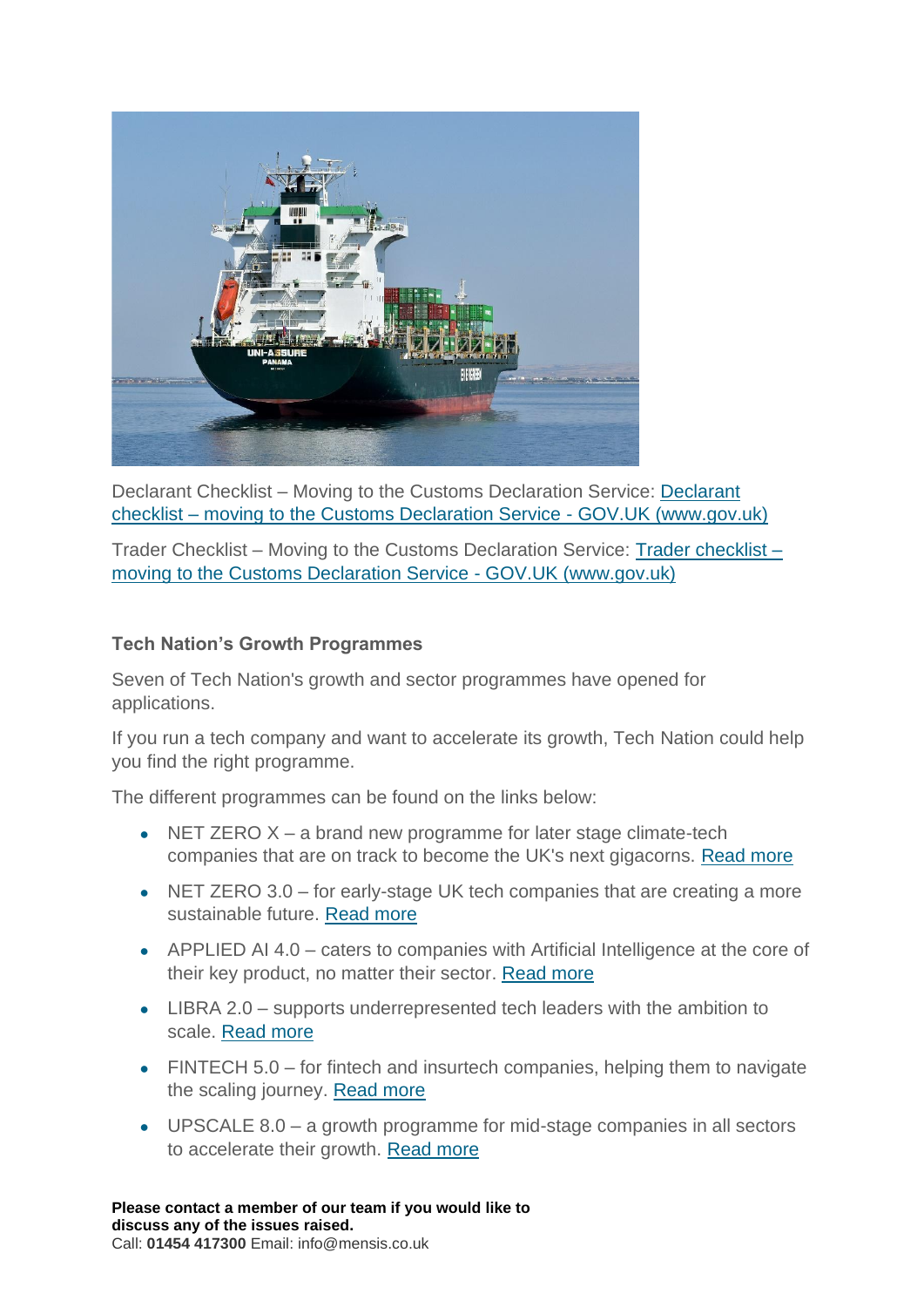Declarant Checklist – Moving to the Customs Declaration Service: [Declarant checklist – moving to the Customs Declaration Service - GOV.UK (www.gov.uk)]

Trader Checklist – Moving to the Customs Declaration Service: [Trader checklist – moving to the Customs Declaration Service - GOV.UK (www.gov.uk)]

**Tech Nation's Growth Programmes**

Seven of Tech Nation's growth and sector programmes have opened for applications.

If you run a tech company and want to accelerate its growth, Tech Nation could help you find the right programme.

The different programmes can be found on the links below:

- NET ZERO X – a brand new programme for later stage climate-tech companies that are on track to become the UK's next gigacorns. Read more
- NET ZERO 3.0 – for early-stage UK tech companies that are creating a more sustainable future. Read more
- APPLIED AI 4.0 – caters to companies with Artificial Intelligence at the core of their key product, no matter their sector. Read more
- LIBRA 2.0 – supports underrepresented tech leaders with the ambition to scale. Read more
- FINTECH 5.0 – for fintech and insurtech companies, helping them to navigate the scaling journey. Read more
- UPSCALE 8.0 – a growth programme for mid-stage companies in all sectors to accelerate their growth. Read more

**Please contact a member of our team if you would like to discuss any of the issues raised.**
Call: **01454 417300** Email: info@mensis.co.uk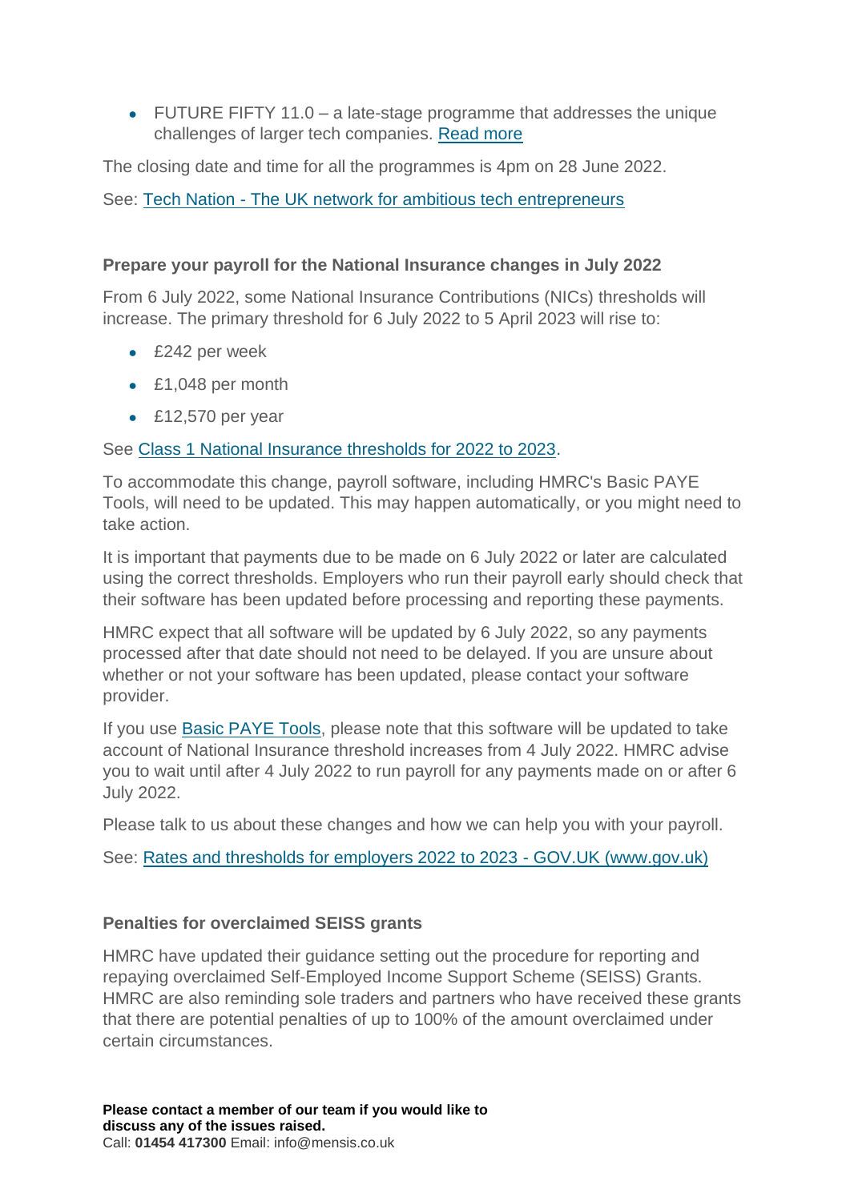- FUTURE FIFTY 11.0 – a late-stage programme that addresses the unique challenges of larger tech companies. Read more

The closing date and time for all the programmes is 4pm on 28 June 2022.

See: Tech Nation - The UK network for ambitious tech entrepreneurs

### Prepare your payroll for the National Insurance changes in July 2022

From 6 July 2022, some National Insurance Contributions (NICs) thresholds will increase. The primary threshold for 6 July 2022 to 5 April 2023 will rise to:

- £242 per week
- £1,048 per month
- £12,570 per year

See Class 1 National Insurance thresholds for 2022 to 2023.

To accommodate this change, payroll software, including HMRC's Basic PAYE Tools, will need to be updated. This may happen automatically, or you might need to take action.

It is important that payments due to be made on 6 July 2022 or later are calculated using the correct thresholds. Employers who run their payroll early should check that their software has been updated before processing and reporting these payments.

HMRC expect that all software will be updated by 6 July 2022, so any payments processed after that date should not need to be delayed. If you are unsure about whether or not your software has been updated, please contact your software provider.

If you use Basic PAYE Tools, please note that this software will be updated to take account of National Insurance threshold increases from 4 July 2022. HMRC advise you to wait until after 4 July 2022 to run payroll for any payments made on or after 6 July 2022.

Please talk to us about these changes and how we can help you with your payroll.

See: Rates and thresholds for employers 2022 to 2023 - GOV.UK (www.gov.uk)

### Penalties for overclaimed SEISS grants

HMRC have updated their guidance setting out the procedure for reporting and repaying overclaimed Self-Employed Income Support Scheme (SEISS) Grants. HMRC are also reminding sole traders and partners who have received these grants that there are potential penalties of up to 100% of the amount overclaimed under certain circumstances.

**Please contact a member of our team if you would like to discuss any of the issues raised.**
Call: **01454 417300** Email: info@mensis.co.uk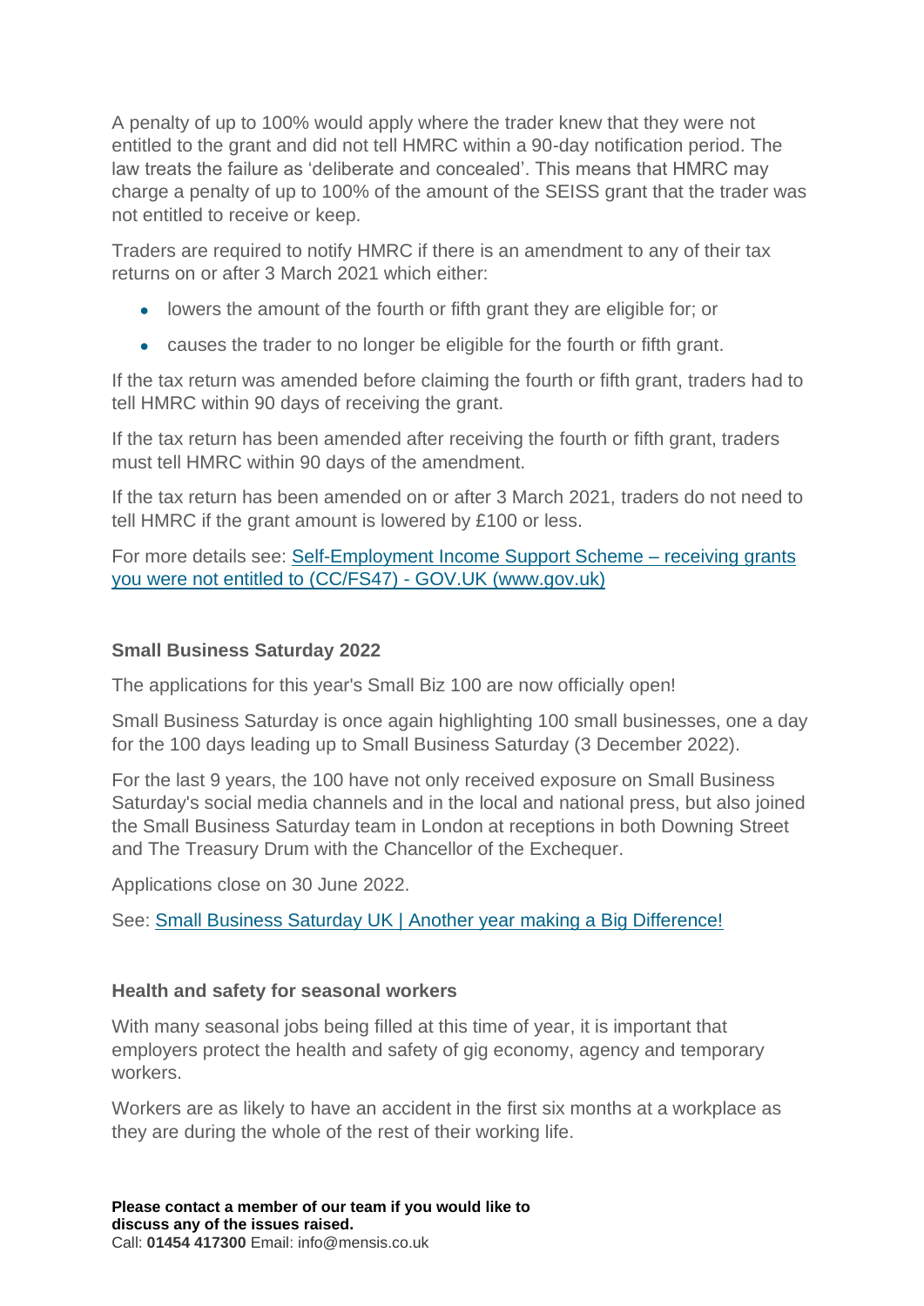A penalty of up to 100% would apply where the trader knew that they were not entitled to the grant and did not tell HMRC within a 90-day notification period. The law treats the failure as 'deliberate and concealed'. This means that HMRC may charge a penalty of up to 100% of the amount of the SEISS grant that the trader was not entitled to receive or keep.

Traders are required to notify HMRC if there is an amendment to any of their tax returns on or after 3 March 2021 which either:

- lowers the amount of the fourth or fifth grant they are eligible for; or
- causes the trader to no longer be eligible for the fourth or fifth grant.

If the tax return was amended before claiming the fourth or fifth grant, traders had to tell HMRC within 90 days of receiving the grant.

If the tax return has been amended after receiving the fourth or fifth grant, traders must tell HMRC within 90 days of the amendment.

If the tax return has been amended on or after 3 March 2021, traders do not need to tell HMRC if the grant amount is lowered by £100 or less.

For more details see: [Self-Employment Income Support Scheme – receiving grants you were not entitled to (CC/FS47) - GOV.UK (www.gov.uk)]()

### Small Business Saturday 2022

The applications for this year's Small Biz 100 are now officially open!

Small Business Saturday is once again highlighting 100 small businesses, one a day for the 100 days leading up to Small Business Saturday (3 December 2022).

For the last 9 years, the 100 have not only received exposure on Small Business Saturday's social media channels and in the local and national press, but also joined the Small Business Saturday team in London at receptions in both Downing Street and The Treasury Drum with the Chancellor of the Exchequer.

Applications close on 30 June 2022.

See: [Small Business Saturday UK | Another year making a Big Difference!]()

### Health and safety for seasonal workers

With many seasonal jobs being filled at this time of year, it is important that employers protect the health and safety of gig economy, agency and temporary workers.

Workers are as likely to have an accident in the first six months at a workplace as they are during the whole of the rest of their working life.

**Please contact a member of our team if you would like to discuss any of the issues raised.**
Call: **01454 417300** Email: info@mensis.co.uk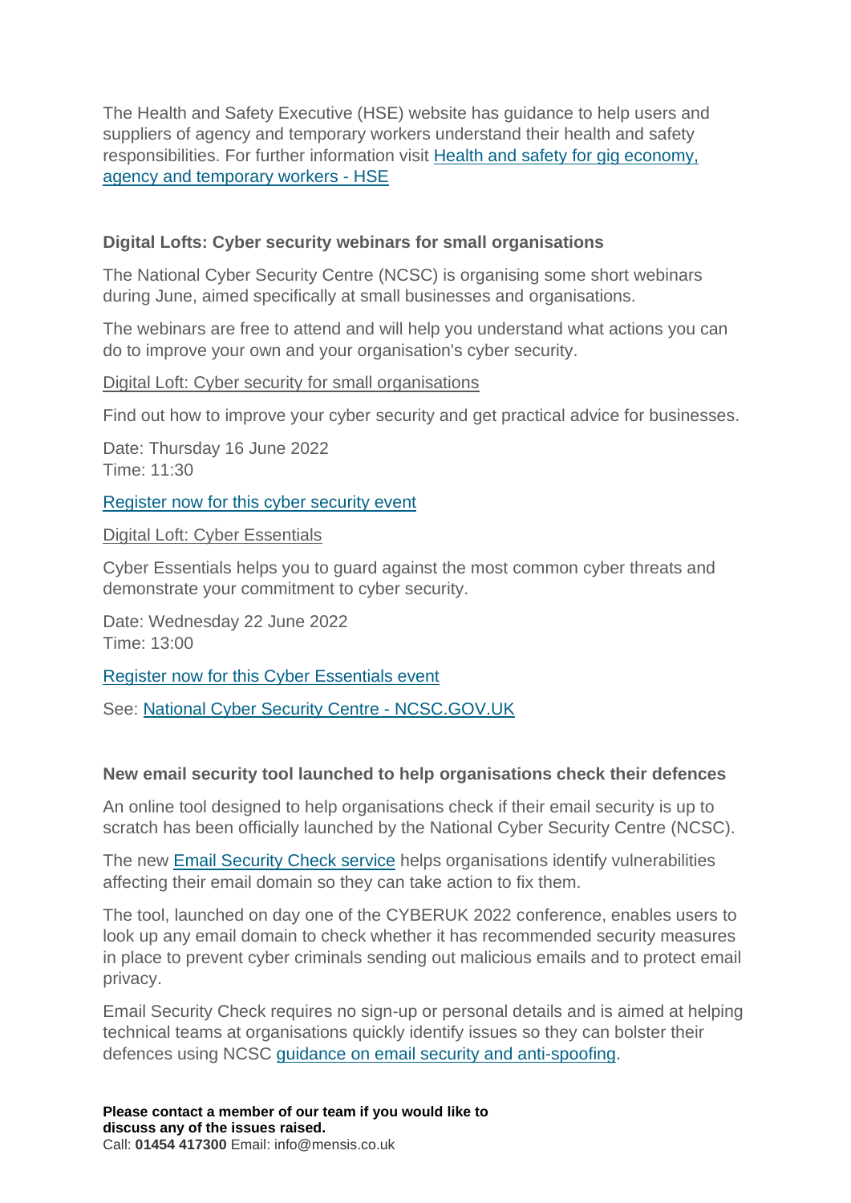The Health and Safety Executive (HSE) website has guidance to help users and suppliers of agency and temporary workers understand their health and safety responsibilities. For further information visit [Health and safety for gig economy, agency and temporary workers - HSE]

### Digital Lofts: Cyber security webinars for small organisations

The National Cyber Security Centre (NCSC) is organising some short webinars during June, aimed specifically at small businesses and organisations.

The webinars are free to attend and will help you understand what actions you can do to improve your own and your organisation's cyber security.

Digital Loft: Cyber security for small organisations

Find out how to improve your cyber security and get practical advice for businesses.

Date: Thursday 16 June 2022
Time: 11:30

Register now for this cyber security event

Digital Loft: Cyber Essentials

Cyber Essentials helps you to guard against the most common cyber threats and demonstrate your commitment to cyber security.

Date: Wednesday 22 June 2022
Time: 13:00

Register now for this Cyber Essentials event

See: National Cyber Security Centre - NCSC.GOV.UK

### New email security tool launched to help organisations check their defences

An online tool designed to help organisations check if their email security is up to scratch has been officially launched by the National Cyber Security Centre (NCSC).

The new Email Security Check service helps organisations identify vulnerabilities affecting their email domain so they can take action to fix them.

The tool, launched on day one of the CYBERUK 2022 conference, enables users to look up any email domain to check whether it has recommended security measures in place to prevent cyber criminals sending out malicious emails and to protect email privacy.

Email Security Check requires no sign-up or personal details and is aimed at helping technical teams at organisations quickly identify issues so they can bolster their defences using NCSC guidance on email security and anti-spoofing.

**Please contact a member of our team if you would like to discuss any of the issues raised.**
Call: **01454 417300** Email: info@mensis.co.uk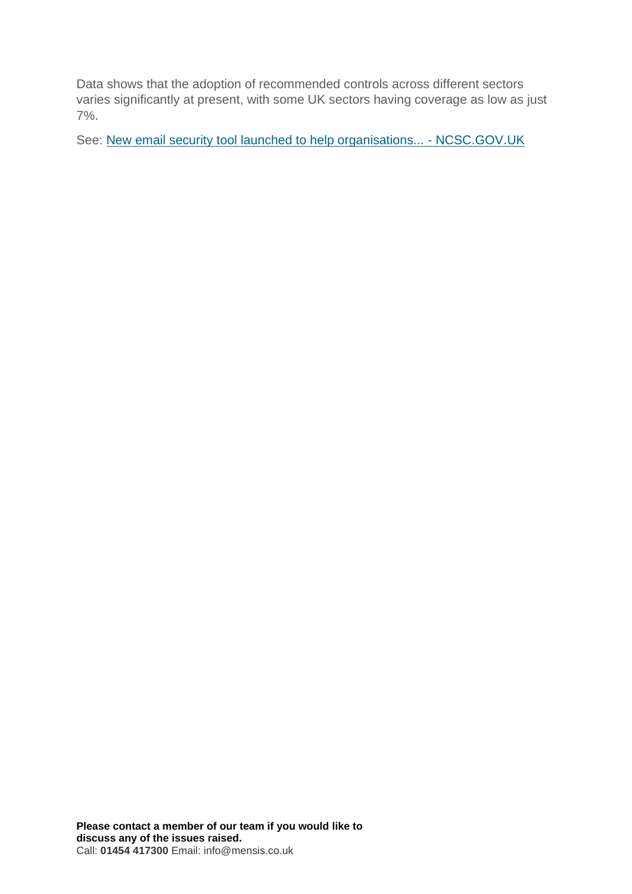Data shows that the adoption of recommended controls across different sectors varies significantly at present, with some UK sectors having coverage as low as just 7%.

See: New email security tool launched to help organisations... - NCSC.GOV.UK

**Please contact a member of our team if you would like to discuss any of the issues raised.**
Call: **01454 417300** Email: info@mensis.co.uk